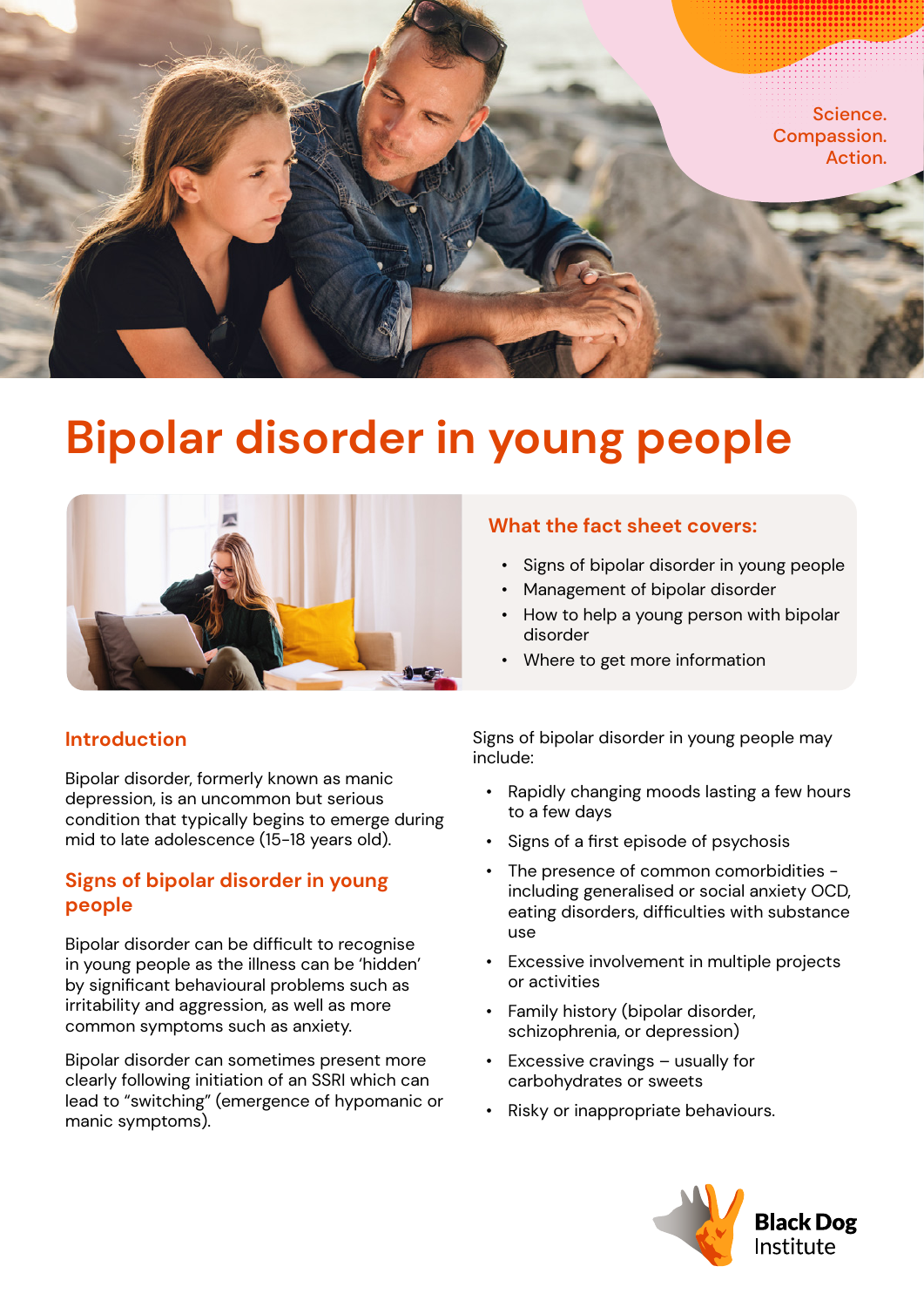Science. Compassion. Action.

# Bipolar disorder in young people

## What the fact sheet covers:

- Signs of bipolar disorder in young people
- Management of bipolar disorder
- How to help a young person with bipolar disorder
- Where to get more information

## Introduction

Bipolar disorder, formerly known as manic depression, is an uncommon but serious condition that typically begins to emerge during mid to late adolescence (15-18 years old).

## Signs of bipolar disorder in young people

Bipolar disorder can be difficult to recognise in young people as the illness can be 'hidden' by significant behavioural problems such as irritability and aggression, as well as more common symptoms such as anxiety.

Bipolar disorder can sometimes present more clearly following initiation of an SSRI which can lead to "switching" (emergence of hypomanic or manic symptoms).

Signs of bipolar disorder in young people may include:

- Rapidly changing moods lasting a few hours to a few days
- Signs of a first episode of psychosis
- The presence of common comorbidities - including generalised or social anxiety OCD, eating disorders, difficulties with substance use
- Excessive involvement in multiple projects or activities
- Family history (bipolar disorder, schizophrenia, or depression)
- Excessive cravings – usually for carbohydrates or sweets
- Risky or inappropriate behaviours.

Black Dog Institute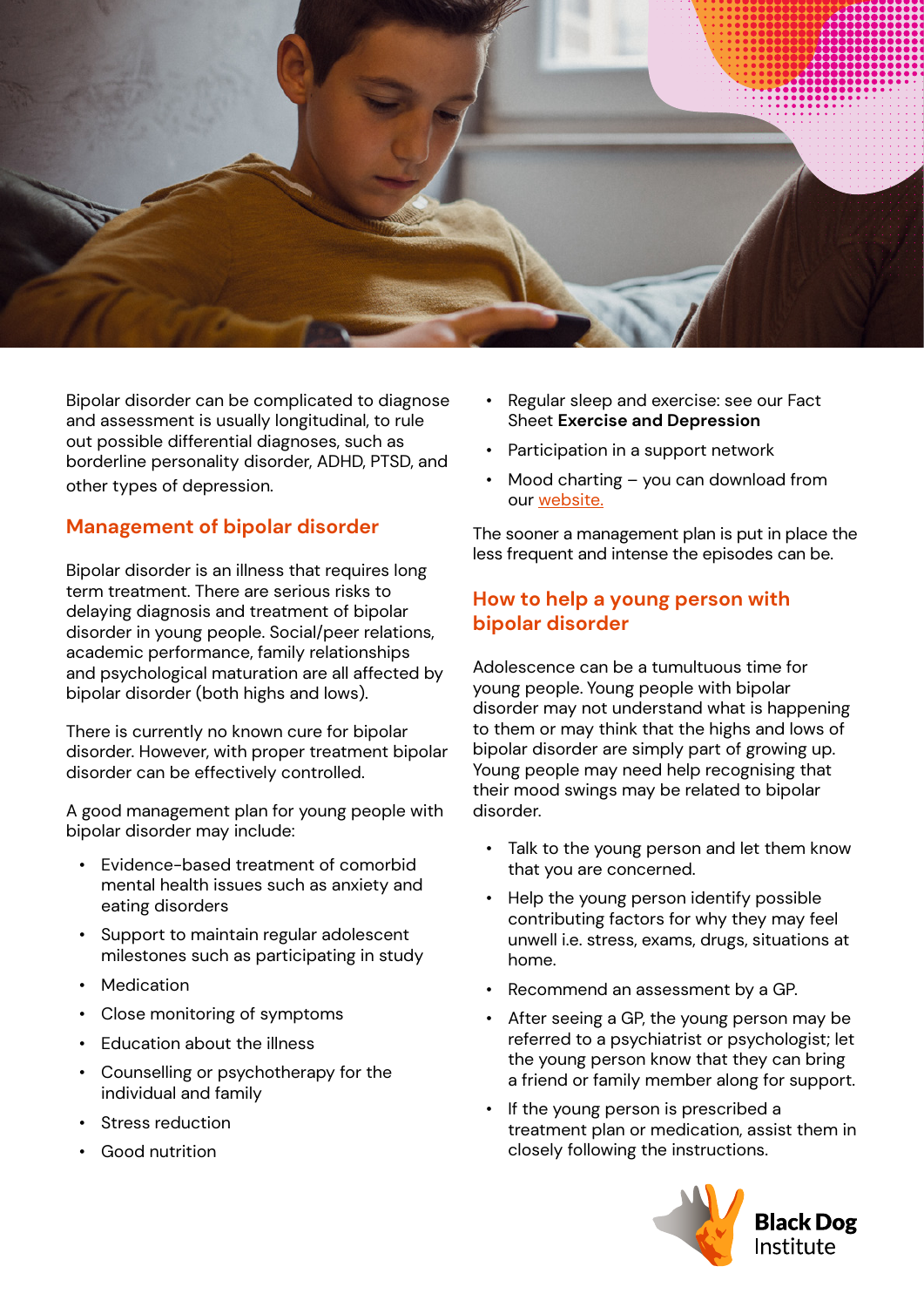Bipolar disorder can be complicated to diagnose and assessment is usually longitudinal, to rule out possible differential diagnoses, such as borderline personality disorder, ADHD, PTSD, and other types of depression.

## Management of bipolar disorder

Bipolar disorder is an illness that requires long term treatment. There are serious risks to delaying diagnosis and treatment of bipolar disorder in young people. Social/peer relations, academic performance, family relationships and psychological maturation are all affected by bipolar disorder (both highs and lows).

There is currently no known cure for bipolar disorder. However, with proper treatment bipolar disorder can be effectively controlled.

A good management plan for young people with bipolar disorder may include:

- Evidence-based treatment of comorbid mental health issues such as anxiety and eating disorders
- Support to maintain regular adolescent milestones such as participating in study
- Medication
- Close monitoring of symptoms
- Education about the illness
- Counselling or psychotherapy for the individual and family
- Stress reduction
- Good nutrition
- Regular sleep and exercise: see our Fact Sheet **Exercise and Depression**
- Participation in a support network
- Mood charting – you can download from our website.

The sooner a management plan is put in place the less frequent and intense the episodes can be.

## How to help a young person with bipolar disorder

Adolescence can be a tumultuous time for young people. Young people with bipolar disorder may not understand what is happening to them or may think that the highs and lows of bipolar disorder are simply part of growing up. Young people may need help recognising that their mood swings may be related to bipolar disorder.

- Talk to the young person and let them know that you are concerned.
- Help the young person identify possible contributing factors for why they may feel unwell i.e. stress, exams, drugs, situations at home.
- Recommend an assessment by a GP.
- After seeing a GP, the young person may be referred to a psychiatrist or psychologist; let the young person know that they can bring a friend or family member along for support.
- If the young person is prescribed a treatment plan or medication, assist them in closely following the instructions.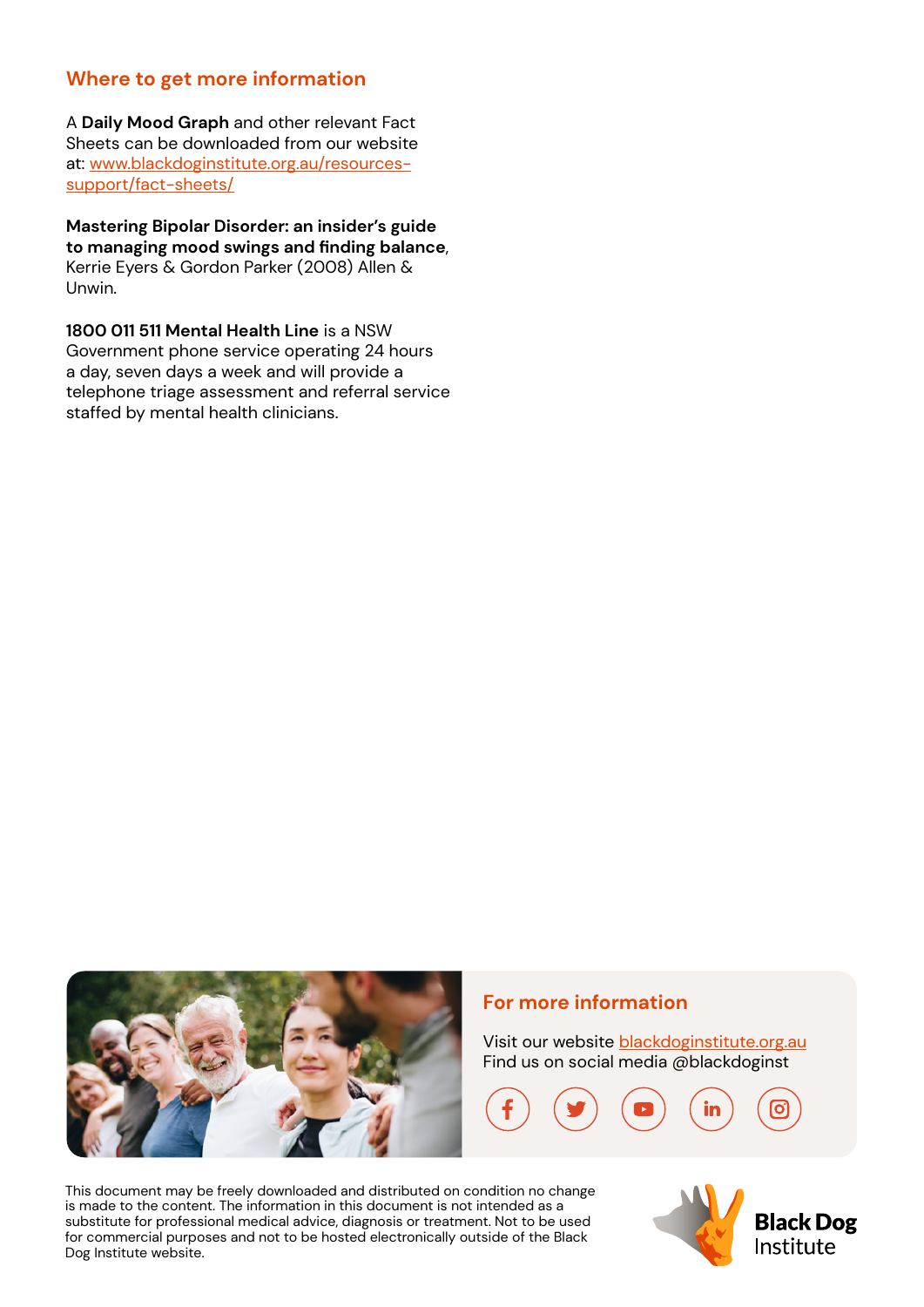## Where to get more information

A **Daily Mood Graph** and other relevant Fact Sheets can be downloaded from our website at: [www.blackdoginstitute.org.au/resources-support/fact-sheets/](www.blackdoginstitute.org.au/resources-support/fact-sheets/)

**Mastering Bipolar Disorder: an insider's guide to managing mood swings and finding balance**, Kerrie Eyers & Gordon Parker (2008) Allen & Unwin.

**1800 011 511 Mental Health Line** is a NSW Government phone service operating 24 hours a day, seven days a week and will provide a telephone triage assessment and referral service staffed by mental health clinicians.

## For more information

Visit our website [blackdoginstitute.org.au](blackdoginstitute.org.au)
Find us on social media @blackdoginst

This document may be freely downloaded and distributed on condition no change is made to the content. The information in this document is not intended as a substitute for professional medical advice, diagnosis or treatment. Not to be used for commercial purposes and not to be hosted electronically outside of the Black Dog Institute website.

Black Dog Institute